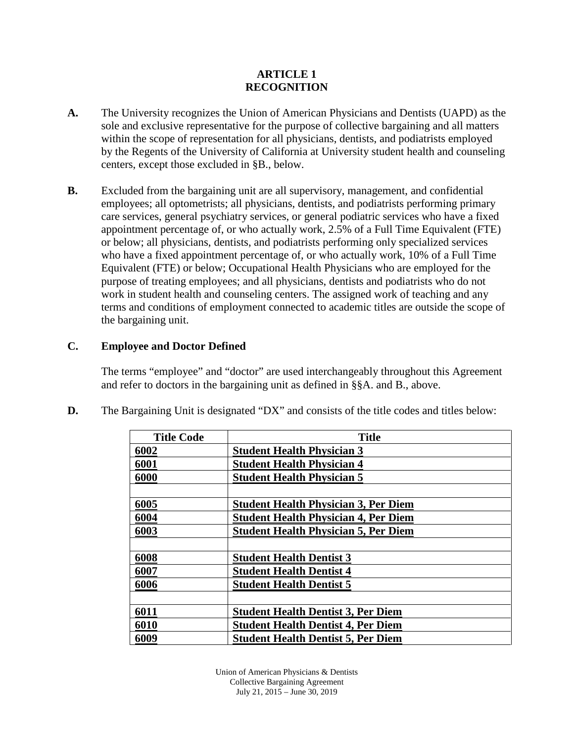# ARTICLE 1
# RECOGNITION

**A.** The University recognizes the Union of American Physicians and Dentists (UAPD) as the sole and exclusive representative for the purpose of collective bargaining and all matters within the scope of representation for all physicians, dentists, and podiatrists employed by the Regents of the University of California at University student health and counseling centers, except those excluded in §B., below.

**B.** Excluded from the bargaining unit are all supervisory, management, and confidential employees; all optometrists; all physicians, dentists, and podiatrists performing primary care services, general psychiatry services, or general podiatric services who have a fixed appointment percentage of, or who actually work, 2.5% of a Full Time Equivalent (FTE) or below; all physicians, dentists, and podiatrists performing only specialized services who have a fixed appointment percentage of, or who actually work, 10% of a Full Time Equivalent (FTE) or below; Occupational Health Physicians who are employed for the purpose of treating employees; and all physicians, dentists and podiatrists who do not work in student health and counseling centers. The assigned work of teaching and any terms and conditions of employment connected to academic titles are outside the scope of the bargaining unit.

**C. Employee and Doctor Defined**

The terms "employee" and "doctor" are used interchangeably throughout this Agreement and refer to doctors in the bargaining unit as defined in §§A. and B., above.

**D.** The Bargaining Unit is designated "DX" and consists of the title codes and titles below:

| Title Code | Title |
|---|---|
| **6002** | **Student Health Physician 3** |
| **6001** | **Student Health Physician 4** |
| **6000** | **Student Health Physician 5** |
| | |
| **6005** | **Student Health Physician 3, Per Diem** |
| **6004** | **Student Health Physician 4, Per Diem** |
| **6003** | **Student Health Physician 5, Per Diem** |
| | |
| **6008** | **Student Health Dentist 3** |
| **6007** | **Student Health Dentist 4** |
| **6006** | **Student Health Dentist 5** |
| | |
| **6011** | **Student Health Dentist 3, Per Diem** |
| **6010** | **Student Health Dentist 4, Per Diem** |
| **6009** | **Student Health Dentist 5, Per Diem** |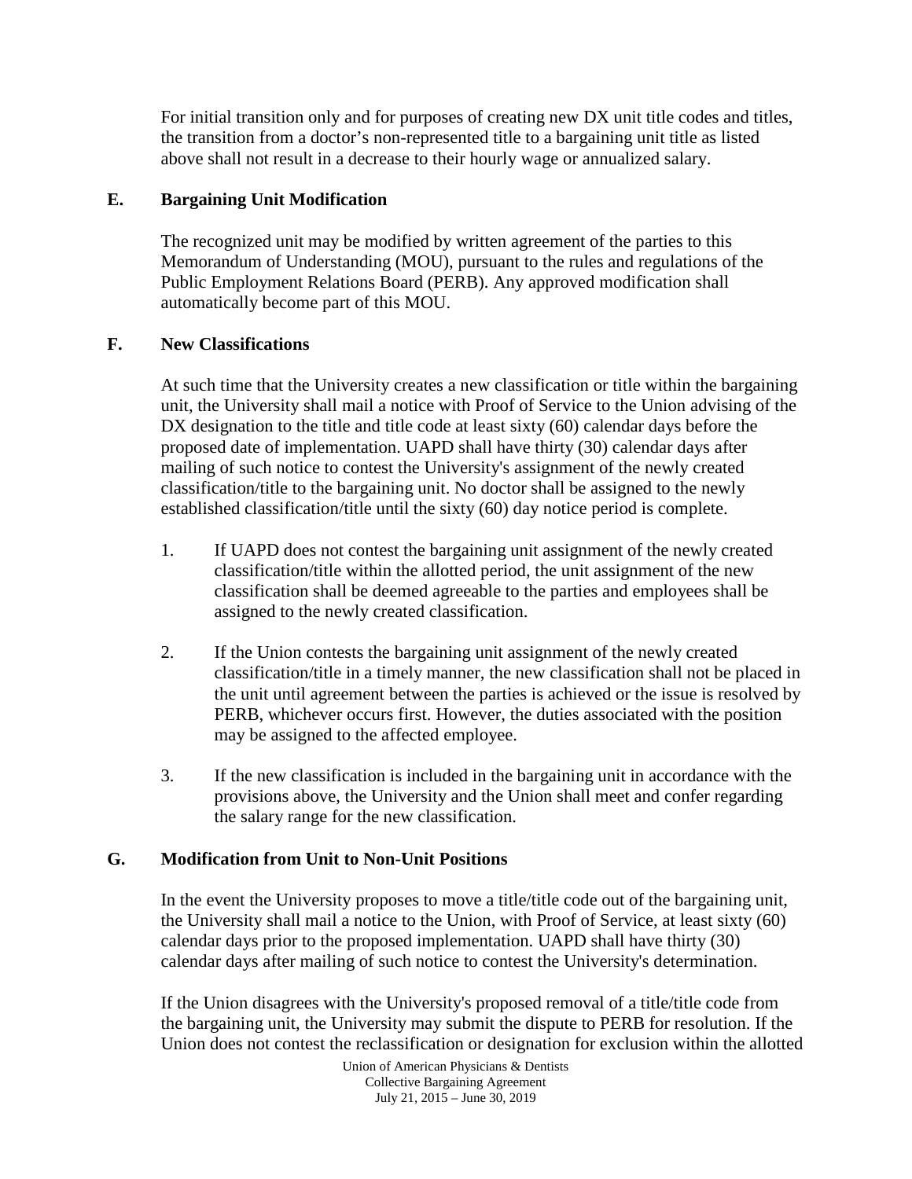For initial transition only and for purposes of creating new DX unit title codes and titles, the transition from a doctor's non-represented title to a bargaining unit title as listed above shall not result in a decrease to their hourly wage or annualized salary.

## E. Bargaining Unit Modification

The recognized unit may be modified by written agreement of the parties to this Memorandum of Understanding (MOU), pursuant to the rules and regulations of the Public Employment Relations Board (PERB). Any approved modification shall automatically become part of this MOU.

## F. New Classifications

At such time that the University creates a new classification or title within the bargaining unit, the University shall mail a notice with Proof of Service to the Union advising of the DX designation to the title and title code at least sixty (60) calendar days before the proposed date of implementation. UAPD shall have thirty (30) calendar days after mailing of such notice to contest the University's assignment of the newly created classification/title to the bargaining unit. No doctor shall be assigned to the newly established classification/title until the sixty (60) day notice period is complete.

1. If UAPD does not contest the bargaining unit assignment of the newly created classification/title within the allotted period, the unit assignment of the new classification shall be deemed agreeable to the parties and employees shall be assigned to the newly created classification.

2. If the Union contests the bargaining unit assignment of the newly created classification/title in a timely manner, the new classification shall not be placed in the unit until agreement between the parties is achieved or the issue is resolved by PERB, whichever occurs first. However, the duties associated with the position may be assigned to the affected employee.

3. If the new classification is included in the bargaining unit in accordance with the provisions above, the University and the Union shall meet and confer regarding the salary range for the new classification.

## G. Modification from Unit to Non-Unit Positions

In the event the University proposes to move a title/title code out of the bargaining unit, the University shall mail a notice to the Union, with Proof of Service, at least sixty (60) calendar days prior to the proposed implementation. UAPD shall have thirty (30) calendar days after mailing of such notice to contest the University's determination.

If the Union disagrees with the University's proposed removal of a title/title code from the bargaining unit, the University may submit the dispute to PERB for resolution. If the Union does not contest the reclassification or designation for exclusion within the allotted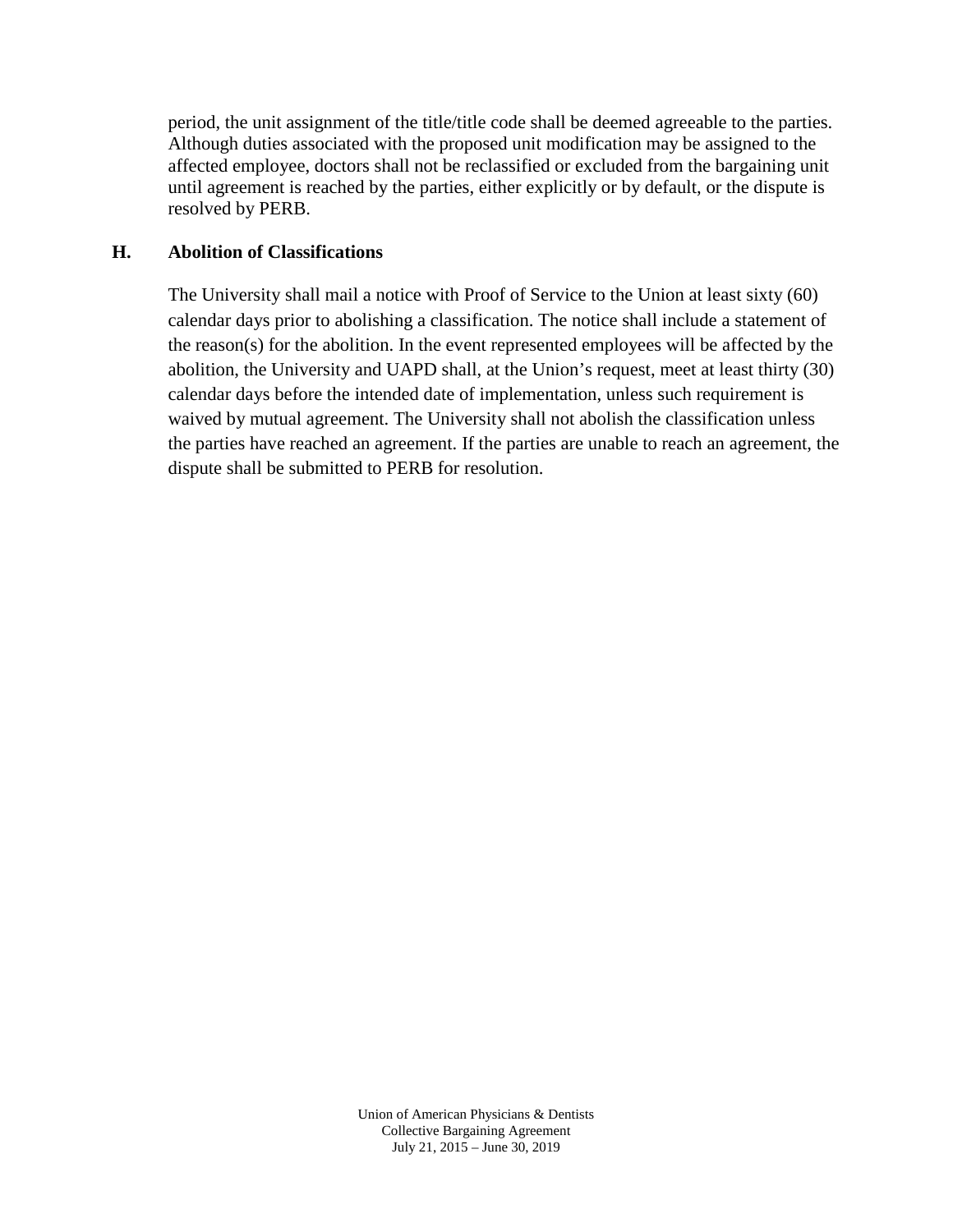period, the unit assignment of the title/title code shall be deemed agreeable to the parties. Although duties associated with the proposed unit modification may be assigned to the affected employee, doctors shall not be reclassified or excluded from the bargaining unit until agreement is reached by the parties, either explicitly or by default, or the dispute is resolved by PERB.

**H. Abolition of Classifications**

The University shall mail a notice with Proof of Service to the Union at least sixty (60) calendar days prior to abolishing a classification. The notice shall include a statement of the reason(s) for the abolition. In the event represented employees will be affected by the abolition, the University and UAPD shall, at the Union's request, meet at least thirty (30) calendar days before the intended date of implementation, unless such requirement is waived by mutual agreement. The University shall not abolish the classification unless the parties have reached an agreement. If the parties are unable to reach an agreement, the dispute shall be submitted to PERB for resolution.